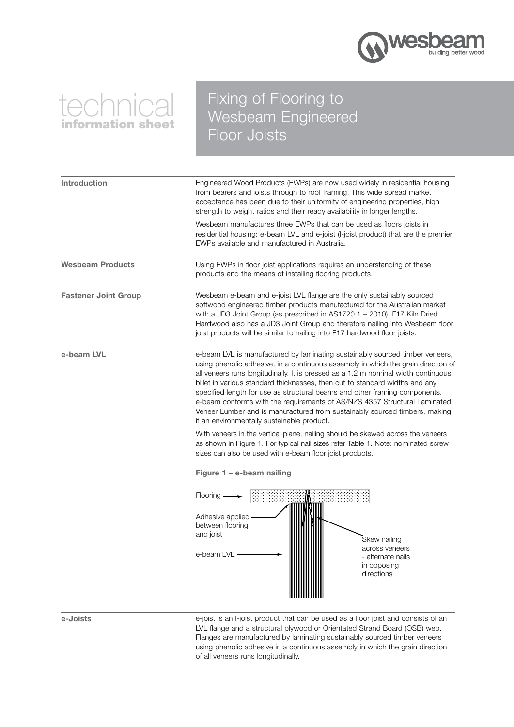# technical information sheet

# Fixing of Flooring to Wesbeam Engineered Floor Joists

## Introduction

Engineered Wood Products (EWPs) are now used widely in residential housing from bearers and joists through to roof framing. This wide spread market acceptance has been due to their uniformity of engineering properties, high strength to weight ratios and their ready availability in longer lengths.

Wesbeam manufactures three EWPs that can be used as floors joists in residential housing: e-beam LVL and e-joist (I-joist product) that are the premier EWPs available and manufactured in Australia.

## Wesbeam Products

Using EWPs in floor joist applications requires an understanding of these products and the means of installing flooring products.

## Fastener Joint Group

Wesbeam e-beam and e-joist LVL flange are the only sustainably sourced softwood engineered timber products manufactured for the Australian market with a JD3 Joint Group (as prescribed in AS1720.1 – 2010). F17 Kiln Dried Hardwood also has a JD3 Joint Group and therefore nailing into Wesbeam floor joist products will be similar to nailing into F17 hardwood floor joists.

## e-beam LVL

e-beam LVL is manufactured by laminating sustainably sourced timber veneers, using phenolic adhesive, in a continuous assembly in which the grain direction of all veneers runs longitudinally. It is pressed as a 1.2 m nominal width continuous billet in various standard thicknesses, then cut to standard widths and any specified length for use as structural beams and other framing components. e-beam conforms with the requirements of AS/NZS 4357 Structural Laminated Veneer Lumber and is manufactured from sustainably sourced timbers, making it an environmentally sustainable product.

With veneers in the vertical plane, nailing should be skewed across the veneers as shown in Figure 1. For typical nail sizes refer Table 1. Note: nominated screw sizes can also be used with e-beam floor joist products.

**Figure 1 – e-beam nailing**

Flooring

Adhesive applied between flooring and joist

e-beam LVL

Skew nailing across veneers - alternate nails in opposing directions

## e-Joists

e-joist is an I-joist product that can be used as a floor joist and consists of an LVL flange and a structural plywood or Orientated Strand Board (OSB) web. Flanges are manufactured by laminating sustainably sourced timber veneers using phenolic adhesive in a continuous assembly in which the grain direction of all veneers runs longitudinally.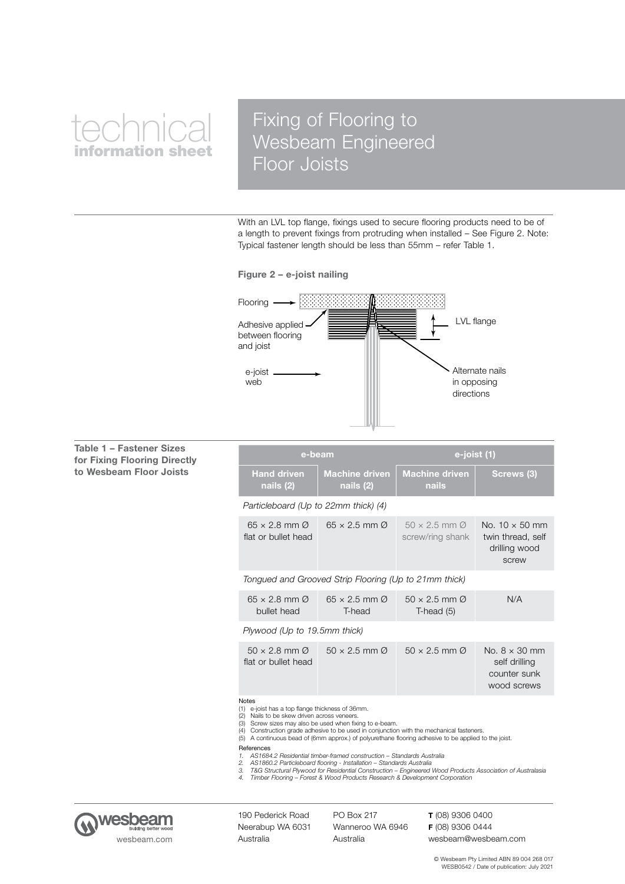# technical information sheet

# Fixing of Flooring to Wesbeam Engineered Floor Joists

With an LVL top flange, fixings used to secure flooring products need to be of a length to prevent fixings from protruding when installed – See Figure 2. Note: Typical fastener length should be less than 55mm – refer Table 1.

**Figure 2 – e-joist nailing**

Flooring

Adhesive applied between flooring and joist

LVL flange

e-joist web

Alternate nails in opposing directions

**Table 1 – Fastener Sizes for Fixing Flooring Directly to Wesbeam Floor Joists**

| e-beam | | e-joist (1) | |
|---|---|---|---|
| **Hand driven nails (2)** | **Machine driven nails (2)** | **Machine driven nails** | **Screws (3)** |
| *Particleboard (Up to 22mm thick) (4)* | | | |
| 65 × 2.8 mm Ø flat or bullet head | 65 × 2.5 mm Ø | 50 × 2.5 mm Ø screw/ring shank | No. 10 × 50 mm twin thread, self drilling wood screw |
| *Tongued and Grooved Strip Flooring (Up to 21mm thick)* | | | |
| 65 × 2.8 mm Ø bullet head | 65 × 2.5 mm Ø T-head | 50 × 2.5 mm Ø T-head (5) | N/A |
| *Plywood (Up to 19.5mm thick)* | | | |
| 50 × 2.8 mm Ø flat or bullet head | 50 × 2.5 mm Ø | 50 × 2.5 mm Ø | No. 8 × 30 mm self drilling counter sunk wood screws |

Notes

(1) e-joist has a top flange thickness of 36mm.
(2) Nails to be skew driven across veneers.
(3) Screw sizes may also be used when fixing to e-beam.
(4) Construction grade adhesive to be used in conjunction with the mechanical fasteners.
(5) A continuous bead of (6mm approx.) of polyurethane flooring adhesive to be applied to the joist.

References

1. *AS1684.2 Residential timber-framed construction – Standards Australia*
2. *AS1860.2 Particleboard flooring - Installation – Standards Australia*
3. *T&G Structural Plywood for Residential Construction – Engineered Wood Products Association of Australasia*
4. *Timber Flooring – Forest & Wood Products Research & Development Corporation*

wesbeam building better wood
wesbeam.com

190 Pederick Road
Neerabup WA 6031
Australia

PO Box 217
Wanneroo WA 6946
Australia

**T** (08) 9306 0400
**F** (08) 9306 0444
wesbeam@wesbeam.com

© Wesbeam Pty Limited ABN 89 004 268 017
WESB0542 / Date of publication: July 2021